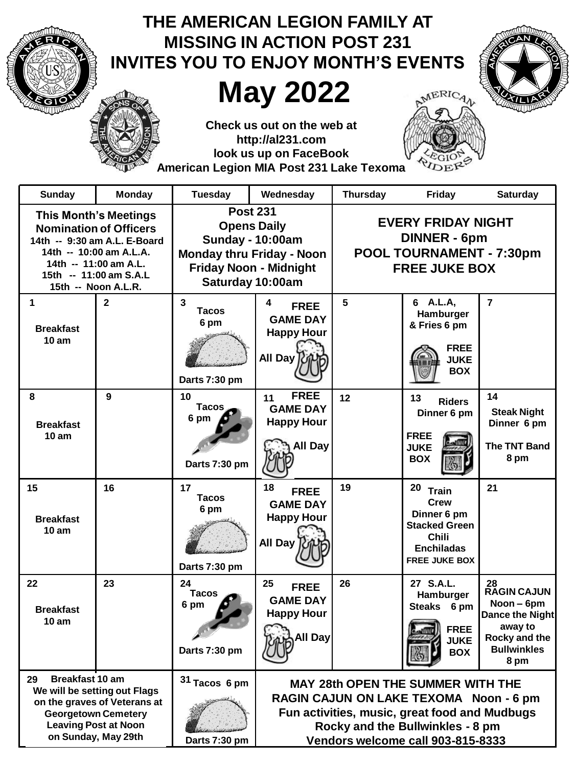# THE AMERICAN LEGION FAMILY AT MISSING IN ACTION POST 231 INVITES YOU TO ENJOY MONTH'S EVENTS

# May 2022

**Check us out on the web at**
**http://al231.com**
**look us up on FaceBook**
**American Legion MIA Post 231 Lake Texoma**

| Sunday | Monday | Tuesday | Wednesday | Thursday | Friday | Saturday |
|---|---|---|---|---|---|---|
| **This Month's Meetings**<br>**Nomination of Officers**<br>14th -- 9:30 am A.L. E-Board<br>14th -- 10:00 am A.L.A.<br>14th -- 11:00 am A.L.<br>15th -- 11:00 am S.A.L<br>15th -- Noon A.L.R. | | **Post 231 Opens Daily**<br>Sunday - 10:00am<br>Monday thru Friday - Noon<br>Friday Noon - Midnight<br>Saturday 10:00am | | **EVERY FRIDAY NIGHT**<br>DINNER - 6pm<br>POOL TOURNAMENT - 7:30pm<br>FREE JUKE BOX | | |
| 1<br>Breakfast 10 am | 2 | 3<br>Tacos 6 pm<br>Darts 7:30 pm | 4<br>FREE GAME DAY<br>Happy Hour All Day | 5 | 6 A.L.A, Hamburger & Fries 6 pm<br>FREE JUKE BOX | 7 |
| 8<br>Breakfast 10 am | 9 | 10<br>Tacos 6 pm<br>Darts 7:30 pm | 11<br>FREE GAME DAY<br>Happy Hour All Day | 12 | 13 Riders Dinner 6 pm<br>FREE JUKE BOX | 14<br>Steak Night Dinner 6 pm<br>The TNT Band 8 pm |
| 15<br>Breakfast 10 am | 16 | 17<br>Tacos 6 pm<br>Darts 7:30 pm | 18<br>FREE GAME DAY<br>Happy Hour All Day | 19 | 20 Train Crew Dinner 6 pm<br>Stacked Green Chili Enchiladas<br>FREE JUKE BOX | 21 |
| 22<br>Breakfast 10 am | 23 | 24<br>Tacos 6 pm<br>Darts 7:30 pm | 25<br>FREE GAME DAY<br>Happy Hour All Day | 26 | 27 S.A.L. Hamburger Steaks 6 pm<br>FREE JUKE BOX | 28<br>RAGIN CAJUN Noon – 6pm<br>Dance the Night away to Rocky and the Bullwinkles 8 pm |
| 29 Breakfast 10 am<br>We will be setting out Flags on the graves of Veterans at Georgetown Cemetery<br>Leaving Post at Noon on Sunday, May 29th | | 31 Tacos 6 pm<br>Darts 7:30 pm | **MAY 28th OPEN THE SUMMER WITH THE RAGIN CAJUN ON LAKE TEXOMA Noon - 6 pm**<br>Fun activities, music, great food and Mudbugs<br>Rocky and the Bullwinkles - 8 pm<br>Vendors welcome call 903-815-8333 | | | |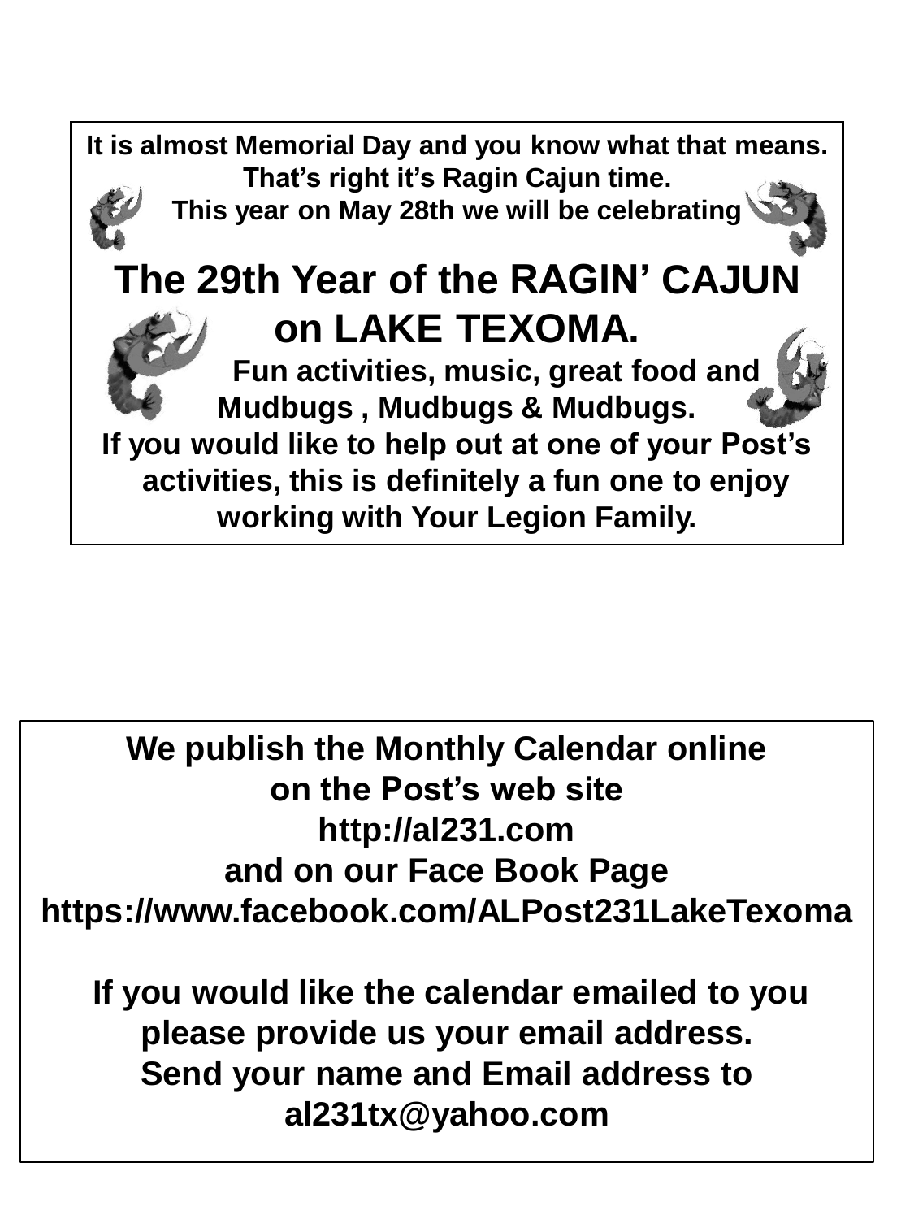**It is almost Memorial Day and you know what that means.**
**That's right it's Ragin Cajun time.**
**This year on May 28th we will be celebrating**

## The 29th Year of the RAGIN' CAJUN on LAKE TEXOMA.

**Fun activities, music, great food and Mudbugs , Mudbugs & Mudbugs.**

**If you would like to help out at one of your Post's activities, this is definitely a fun one to enjoy working with Your Legion Family.**

---

**We publish the Monthly Calendar online on the Post's web site**
**http://al231.com**
**and on our Face Book Page**
**https://www.facebook.com/ALPost231LakeTexoma**

**If you would like the calendar emailed to you please provide us your email address.**
**Send your name and Email address to**
**al231tx@yahoo.com**